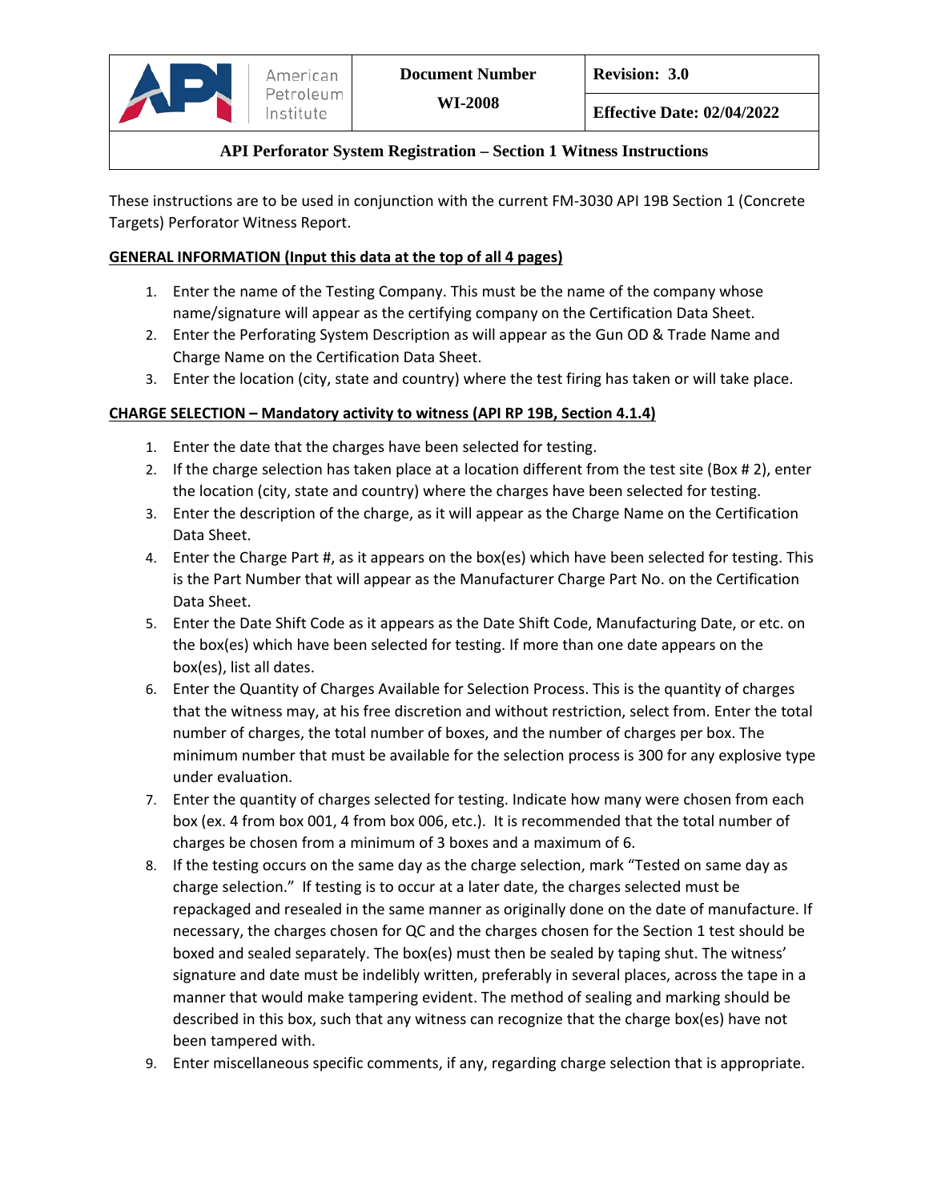| American Petroleum Institute | **Document Number** WI-2008 | **Revision: 3.0** |
| --- | --- | --- |
| | | **Effective Date: 02/04/2022** |

**API Perforator System Registration – Section 1 Witness Instructions**

These instructions are to be used in conjunction with the current FM-3030 API 19B Section 1 (Concrete Targets) Perforator Witness Report.

**GENERAL INFORMATION (Input this data at the top of all 4 pages)**

1. Enter the name of the Testing Company. This must be the name of the company whose name/signature will appear as the certifying company on the Certification Data Sheet.
2. Enter the Perforating System Description as will appear as the Gun OD & Trade Name and Charge Name on the Certification Data Sheet.
3. Enter the location (city, state and country) where the test firing has taken or will take place.

**CHARGE SELECTION – Mandatory activity to witness (API RP 19B, Section 4.1.4)**

1. Enter the date that the charges have been selected for testing.
2. If the charge selection has taken place at a location different from the test site (Box # 2), enter the location (city, state and country) where the charges have been selected for testing.
3. Enter the description of the charge, as it will appear as the Charge Name on the Certification Data Sheet.
4. Enter the Charge Part #, as it appears on the box(es) which have been selected for testing. This is the Part Number that will appear as the Manufacturer Charge Part No. on the Certification Data Sheet.
5. Enter the Date Shift Code as it appears as the Date Shift Code, Manufacturing Date, or etc. on the box(es) which have been selected for testing. If more than one date appears on the box(es), list all dates.
6. Enter the Quantity of Charges Available for Selection Process. This is the quantity of charges that the witness may, at his free discretion and without restriction, select from. Enter the total number of charges, the total number of boxes, and the number of charges per box. The minimum number that must be available for the selection process is 300 for any explosive type under evaluation.
7. Enter the quantity of charges selected for testing. Indicate how many were chosen from each box (ex. 4 from box 001, 4 from box 006, etc.). It is recommended that the total number of charges be chosen from a minimum of 3 boxes and a maximum of 6.
8. If the testing occurs on the same day as the charge selection, mark "Tested on same day as charge selection." If testing is to occur at a later date, the charges selected must be repackaged and resealed in the same manner as originally done on the date of manufacture. If necessary, the charges chosen for QC and the charges chosen for the Section 1 test should be boxed and sealed separately. The box(es) must then be sealed by taping shut. The witness' signature and date must be indelibly written, preferably in several places, across the tape in a manner that would make tampering evident. The method of sealing and marking should be described in this box, such that any witness can recognize that the charge box(es) have not been tampered with.
9. Enter miscellaneous specific comments, if any, regarding charge selection that is appropriate.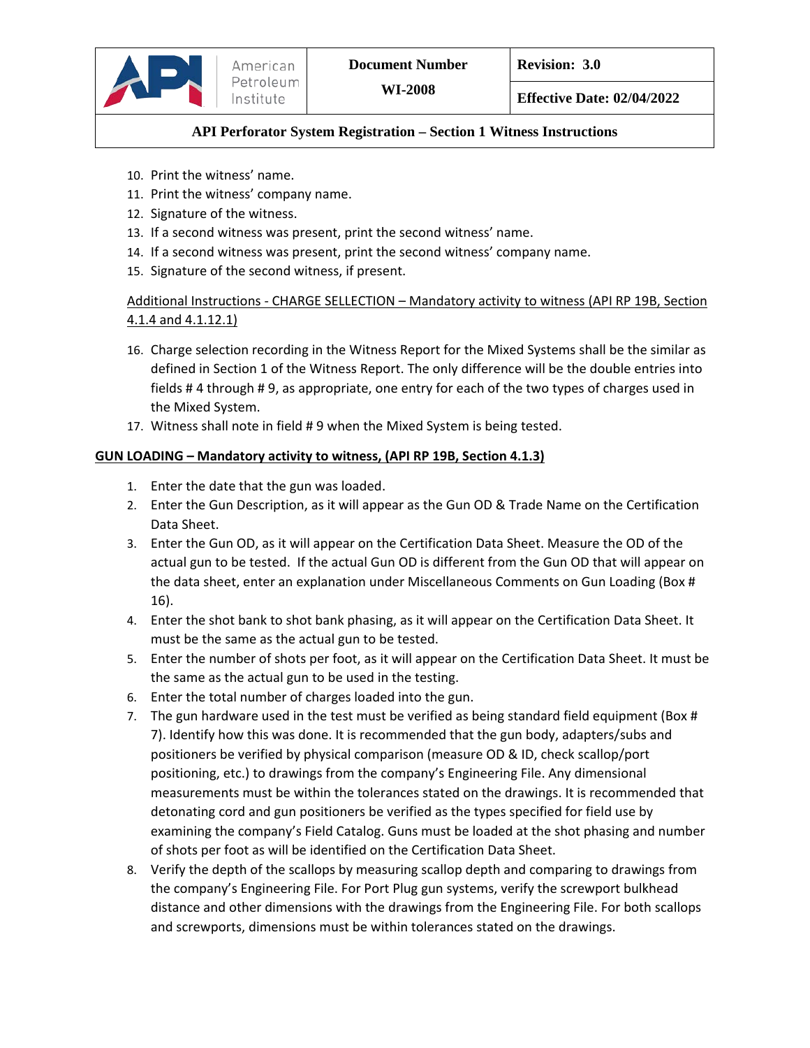10. Print the witness' name.
11. Print the witness' company name.
12. Signature of the witness.
13. If a second witness was present, print the second witness' name.
14. If a second witness was present, print the second witness' company name.
15. Signature of the second witness, if present.

Additional Instructions - CHARGE SELLECTION – Mandatory activity to witness (API RP 19B, Section 4.1.4 and 4.1.12.1)

16. Charge selection recording in the Witness Report for the Mixed Systems shall be the similar as defined in Section 1 of the Witness Report. The only difference will be the double entries into fields # 4 through # 9, as appropriate, one entry for each of the two types of charges used in the Mixed System.
17. Witness shall note in field # 9 when the Mixed System is being tested.

**GUN LOADING – Mandatory activity to witness, (API RP 19B, Section 4.1.3)**

1. Enter the date that the gun was loaded.
2. Enter the Gun Description, as it will appear as the Gun OD & Trade Name on the Certification Data Sheet.
3. Enter the Gun OD, as it will appear on the Certification Data Sheet. Measure the OD of the actual gun to be tested. If the actual Gun OD is different from the Gun OD that will appear on the data sheet, enter an explanation under Miscellaneous Comments on Gun Loading (Box # 16).
4. Enter the shot bank to shot bank phasing, as it will appear on the Certification Data Sheet. It must be the same as the actual gun to be tested.
5. Enter the number of shots per foot, as it will appear on the Certification Data Sheet. It must be the same as the actual gun to be used in the testing.
6. Enter the total number of charges loaded into the gun.
7. The gun hardware used in the test must be verified as being standard field equipment (Box # 7). Identify how this was done. It is recommended that the gun body, adapters/subs and positioners be verified by physical comparison (measure OD & ID, check scallop/port positioning, etc.) to drawings from the company's Engineering File. Any dimensional measurements must be within the tolerances stated on the drawings. It is recommended that detonating cord and gun positioners be verified as the types specified for field use by examining the company's Field Catalog. Guns must be loaded at the shot phasing and number of shots per foot as will be identified on the Certification Data Sheet.
8. Verify the depth of the scallops by measuring scallop depth and comparing to drawings from the company's Engineering File. For Port Plug gun systems, verify the screwport bulkhead distance and other dimensions with the drawings from the Engineering File. For both scallops and screwports, dimensions must be within tolerances stated on the drawings.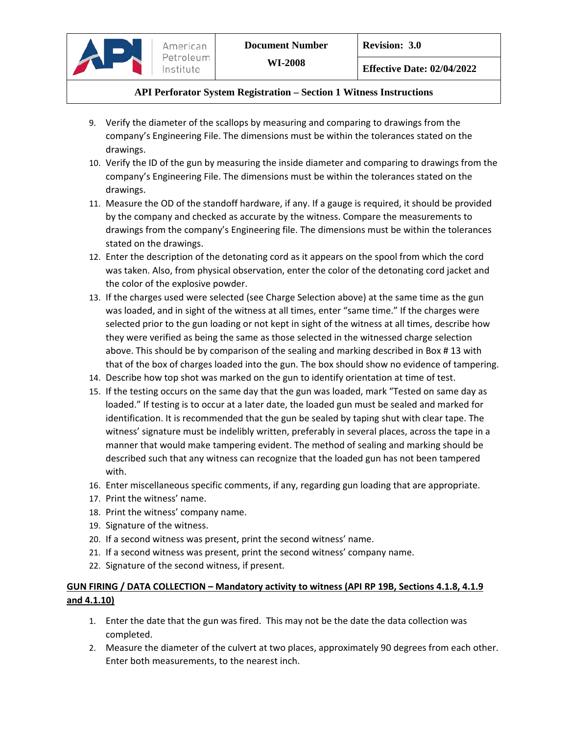9. Verify the diameter of the scallops by measuring and comparing to drawings from the company's Engineering File. The dimensions must be within the tolerances stated on the drawings.
10. Verify the ID of the gun by measuring the inside diameter and comparing to drawings from the company's Engineering File. The dimensions must be within the tolerances stated on the drawings.
11. Measure the OD of the standoff hardware, if any. If a gauge is required, it should be provided by the company and checked as accurate by the witness. Compare the measurements to drawings from the company's Engineering file. The dimensions must be within the tolerances stated on the drawings.
12. Enter the description of the detonating cord as it appears on the spool from which the cord was taken. Also, from physical observation, enter the color of the detonating cord jacket and the color of the explosive powder.
13. If the charges used were selected (see Charge Selection above) at the same time as the gun was loaded, and in sight of the witness at all times, enter "same time." If the charges were selected prior to the gun loading or not kept in sight of the witness at all times, describe how they were verified as being the same as those selected in the witnessed charge selection above. This should be by comparison of the sealing and marking described in Box # 13 with that of the box of charges loaded into the gun. The box should show no evidence of tampering.
14. Describe how top shot was marked on the gun to identify orientation at time of test.
15. If the testing occurs on the same day that the gun was loaded, mark "Tested on same day as loaded." If testing is to occur at a later date, the loaded gun must be sealed and marked for identification. It is recommended that the gun be sealed by taping shut with clear tape. The witness' signature must be indelibly written, preferably in several places, across the tape in a manner that would make tampering evident. The method of sealing and marking should be described such that any witness can recognize that the loaded gun has not been tampered with.
16. Enter miscellaneous specific comments, if any, regarding gun loading that are appropriate.
17. Print the witness' name.
18. Print the witness' company name.
19. Signature of the witness.
20. If a second witness was present, print the second witness' name.
21. If a second witness was present, print the second witness' company name.
22. Signature of the second witness, if present.

**GUN FIRING / DATA COLLECTION – Mandatory activity to witness (API RP 19B, Sections 4.1.8, 4.1.9 and 4.1.10)**

1. Enter the date that the gun was fired. This may not be the date the data collection was completed.
2. Measure the diameter of the culvert at two places, approximately 90 degrees from each other. Enter both measurements, to the nearest inch.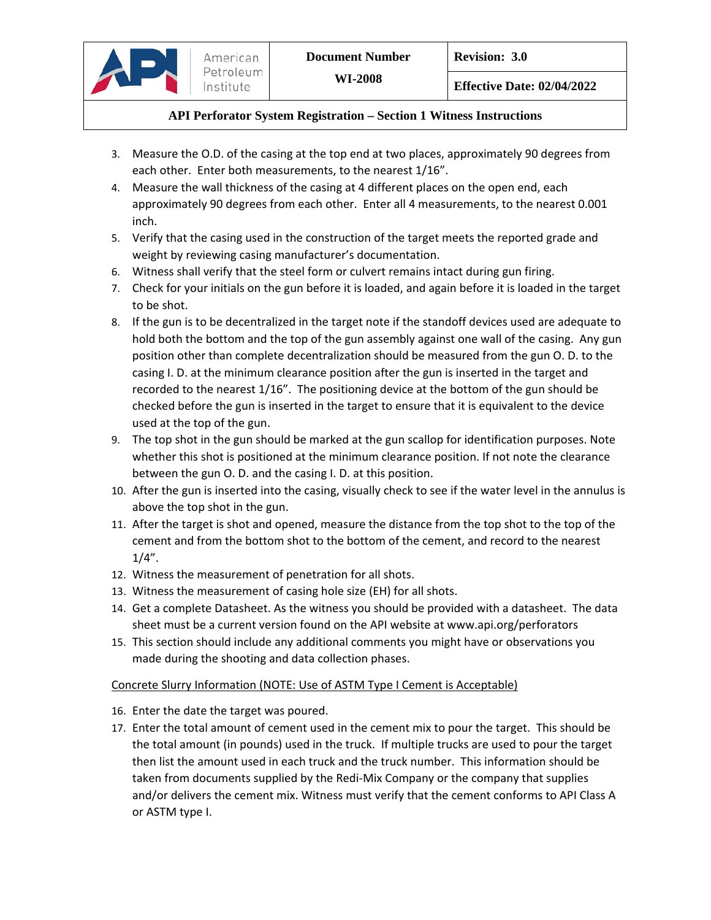3. Measure the O.D. of the casing at the top end at two places, approximately 90 degrees from each other. Enter both measurements, to the nearest 1/16”.
4. Measure the wall thickness of the casing at 4 different places on the open end, each approximately 90 degrees from each other. Enter all 4 measurements, to the nearest 0.001 inch.
5. Verify that the casing used in the construction of the target meets the reported grade and weight by reviewing casing manufacturer’s documentation.
6. Witness shall verify that the steel form or culvert remains intact during gun firing.
7. Check for your initials on the gun before it is loaded, and again before it is loaded in the target to be shot.
8. If the gun is to be decentralized in the target note if the standoff devices used are adequate to hold both the bottom and the top of the gun assembly against one wall of the casing. Any gun position other than complete decentralization should be measured from the gun O. D. to the casing I. D. at the minimum clearance position after the gun is inserted in the target and recorded to the nearest 1/16”. The positioning device at the bottom of the gun should be checked before the gun is inserted in the target to ensure that it is equivalent to the device used at the top of the gun.
9. The top shot in the gun should be marked at the gun scallop for identification purposes. Note whether this shot is positioned at the minimum clearance position. If not note the clearance between the gun O. D. and the casing I. D. at this position.
10. After the gun is inserted into the casing, visually check to see if the water level in the annulus is above the top shot in the gun.
11. After the target is shot and opened, measure the distance from the top shot to the top of the cement and from the bottom shot to the bottom of the cement, and record to the nearest 1/4”.
12. Witness the measurement of penetration for all shots.
13. Witness the measurement of casing hole size (EH) for all shots.
14. Get a complete Datasheet. As the witness you should be provided with a datasheet. The data sheet must be a current version found on the API website at www.api.org/perforators
15. This section should include any additional comments you might have or observations you made during the shooting and data collection phases.

Concrete Slurry Information (NOTE: Use of ASTM Type I Cement is Acceptable)

16. Enter the date the target was poured.
17. Enter the total amount of cement used in the cement mix to pour the target. This should be the total amount (in pounds) used in the truck. If multiple trucks are used to pour the target then list the amount used in each truck and the truck number. This information should be taken from documents supplied by the Redi-Mix Company or the company that supplies and/or delivers the cement mix. Witness must verify that the cement conforms to API Class A or ASTM type I.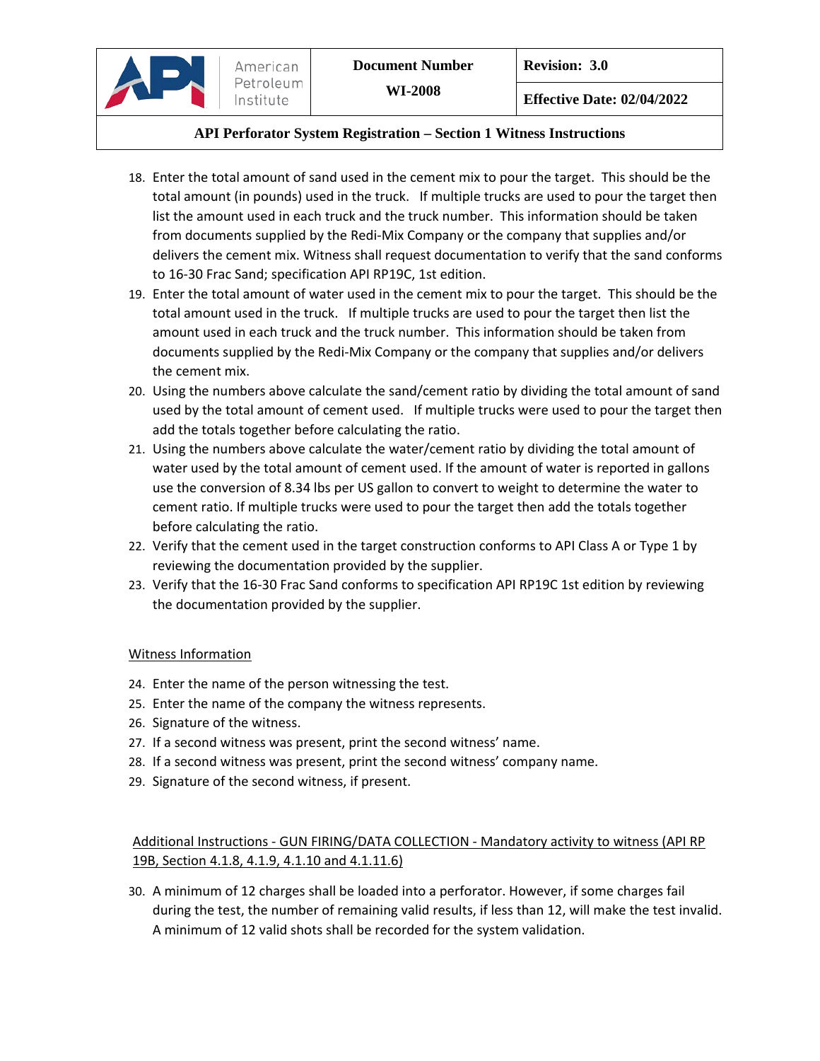18. Enter the total amount of sand used in the cement mix to pour the target. This should be the total amount (in pounds) used in the truck. If multiple trucks are used to pour the target then list the amount used in each truck and the truck number. This information should be taken from documents supplied by the Redi-Mix Company or the company that supplies and/or delivers the cement mix. Witness shall request documentation to verify that the sand conforms to 16-30 Frac Sand; specification API RP19C, 1st edition.
19. Enter the total amount of water used in the cement mix to pour the target. This should be the total amount used in the truck. If multiple trucks are used to pour the target then list the amount used in each truck and the truck number. This information should be taken from documents supplied by the Redi-Mix Company or the company that supplies and/or delivers the cement mix.
20. Using the numbers above calculate the sand/cement ratio by dividing the total amount of sand used by the total amount of cement used. If multiple trucks were used to pour the target then add the totals together before calculating the ratio.
21. Using the numbers above calculate the water/cement ratio by dividing the total amount of water used by the total amount of cement used. If the amount of water is reported in gallons use the conversion of 8.34 lbs per US gallon to convert to weight to determine the water to cement ratio. If multiple trucks were used to pour the target then add the totals together before calculating the ratio.
22. Verify that the cement used in the target construction conforms to API Class A or Type 1 by reviewing the documentation provided by the supplier.
23. Verify that the 16-30 Frac Sand conforms to specification API RP19C 1st edition by reviewing the documentation provided by the supplier.

Witness Information

24. Enter the name of the person witnessing the test.
25. Enter the name of the company the witness represents.
26. Signature of the witness.
27. If a second witness was present, print the second witness' name.
28. If a second witness was present, print the second witness' company name.
29. Signature of the second witness, if present.

Additional Instructions - GUN FIRING/DATA COLLECTION - Mandatory activity to witness (API RP 19B, Section 4.1.8, 4.1.9, 4.1.10 and 4.1.11.6)

30. A minimum of 12 charges shall be loaded into a perforator. However, if some charges fail during the test, the number of remaining valid results, if less than 12, will make the test invalid. A minimum of 12 valid shots shall be recorded for the system validation.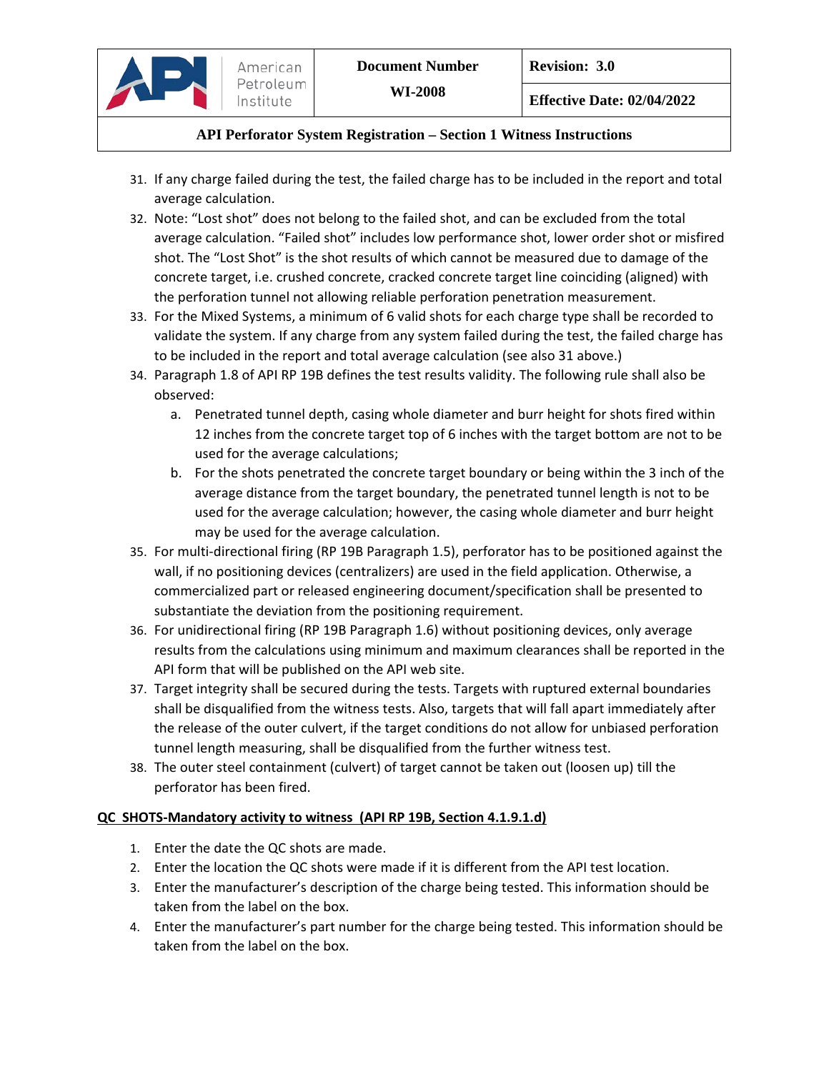31. If any charge failed during the test, the failed charge has to be included in the report and total average calculation.
32. Note: "Lost shot" does not belong to the failed shot, and can be excluded from the total average calculation. "Failed shot" includes low performance shot, lower order shot or misfired shot. The "Lost Shot" is the shot results of which cannot be measured due to damage of the concrete target, i.e. crushed concrete, cracked concrete target line coinciding (aligned) with the perforation tunnel not allowing reliable perforation penetration measurement.
33. For the Mixed Systems, a minimum of 6 valid shots for each charge type shall be recorded to validate the system. If any charge from any system failed during the test, the failed charge has to be included in the report and total average calculation (see also 31 above.)
34. Paragraph 1.8 of API RP 19B defines the test results validity. The following rule shall also be observed:
    a. Penetrated tunnel depth, casing whole diameter and burr height for shots fired within 12 inches from the concrete target top of 6 inches with the target bottom are not to be used for the average calculations;
    b. For the shots penetrated the concrete target boundary or being within the 3 inch of the average distance from the target boundary, the penetrated tunnel length is not to be used for the average calculation; however, the casing whole diameter and burr height may be used for the average calculation.
35. For multi-directional firing (RP 19B Paragraph 1.5), perforator has to be positioned against the wall, if no positioning devices (centralizers) are used in the field application. Otherwise, a commercialized part or released engineering document/specification shall be presented to substantiate the deviation from the positioning requirement.
36. For unidirectional firing (RP 19B Paragraph 1.6) without positioning devices, only average results from the calculations using minimum and maximum clearances shall be reported in the API form that will be published on the API web site.
37. Target integrity shall be secured during the tests. Targets with ruptured external boundaries shall be disqualified from the witness tests. Also, targets that will fall apart immediately after the release of the outer culvert, if the target conditions do not allow for unbiased perforation tunnel length measuring, shall be disqualified from the further witness test.
38. The outer steel containment (culvert) of target cannot be taken out (loosen up) till the perforator has been fired.

**QC SHOTS-Mandatory activity to witness (API RP 19B, Section 4.1.9.1.d)**

1. Enter the date the QC shots are made.
2. Enter the location the QC shots were made if it is different from the API test location.
3. Enter the manufacturer's description of the charge being tested. This information should be taken from the label on the box.
4. Enter the manufacturer's part number for the charge being tested. This information should be taken from the label on the box.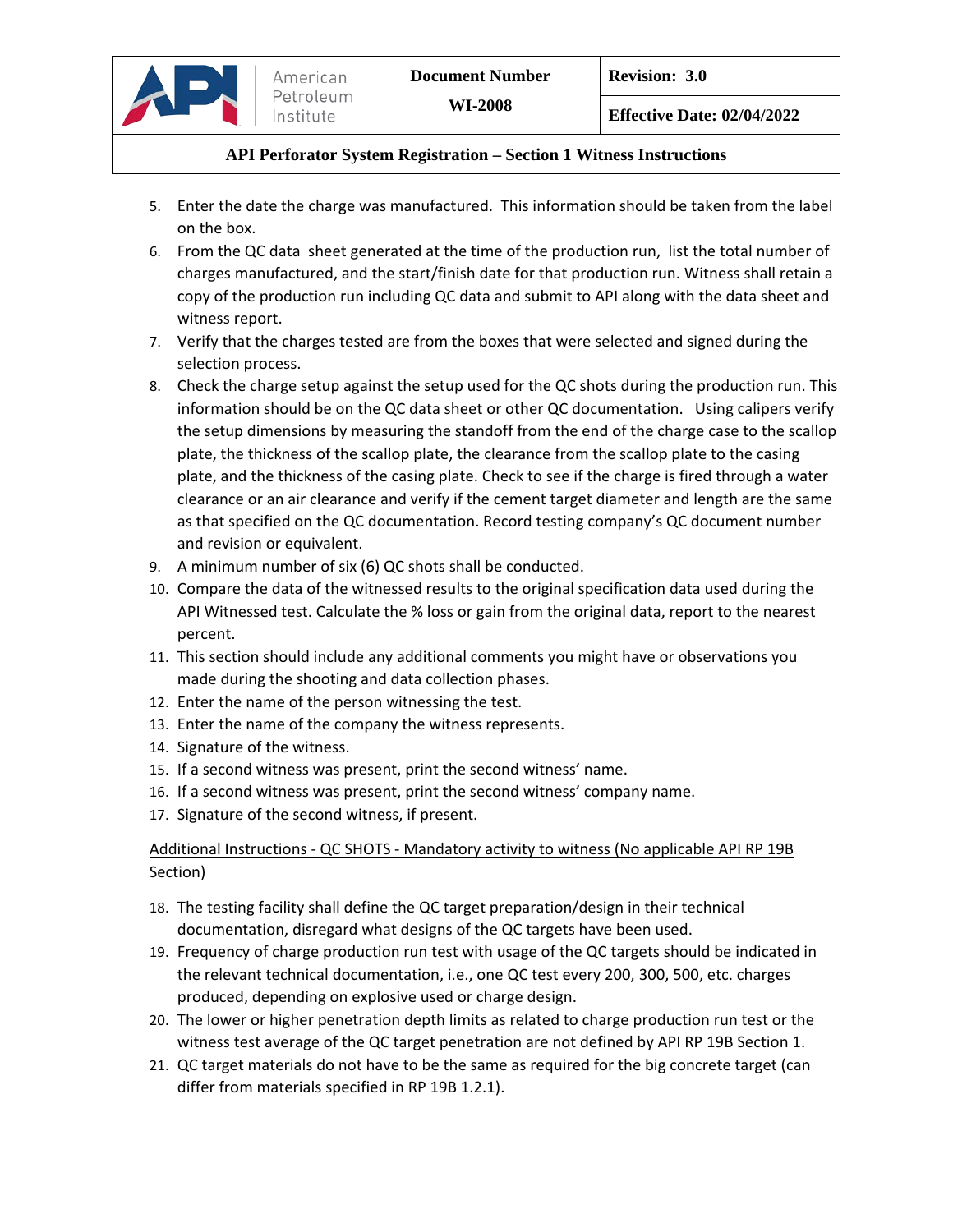5. Enter the date the charge was manufactured. This information should be taken from the label on the box.
6. From the QC data sheet generated at the time of the production run, list the total number of charges manufactured, and the start/finish date for that production run. Witness shall retain a copy of the production run including QC data and submit to API along with the data sheet and witness report.
7. Verify that the charges tested are from the boxes that were selected and signed during the selection process.
8. Check the charge setup against the setup used for the QC shots during the production run. This information should be on the QC data sheet or other QC documentation. Using calipers verify the setup dimensions by measuring the standoff from the end of the charge case to the scallop plate, the thickness of the scallop plate, the clearance from the scallop plate to the casing plate, and the thickness of the casing plate. Check to see if the charge is fired through a water clearance or an air clearance and verify if the cement target diameter and length are the same as that specified on the QC documentation. Record testing company's QC document number and revision or equivalent.
9. A minimum number of six (6) QC shots shall be conducted.
10. Compare the data of the witnessed results to the original specification data used during the API Witnessed test. Calculate the % loss or gain from the original data, report to the nearest percent.
11. This section should include any additional comments you might have or observations you made during the shooting and data collection phases.
12. Enter the name of the person witnessing the test.
13. Enter the name of the company the witness represents.
14. Signature of the witness.
15. If a second witness was present, print the second witness' name.
16. If a second witness was present, print the second witness' company name.
17. Signature of the second witness, if present.

<u>Additional Instructions - QC SHOTS - Mandatory activity to witness (No applicable API RP 19B Section)</u>

18. The testing facility shall define the QC target preparation/design in their technical documentation, disregard what designs of the QC targets have been used.
19. Frequency of charge production run test with usage of the QC targets should be indicated in the relevant technical documentation, i.e., one QC test every 200, 300, 500, etc. charges produced, depending on explosive used or charge design.
20. The lower or higher penetration depth limits as related to charge production run test or the witness test average of the QC target penetration are not defined by API RP 19B Section 1.
21. QC target materials do not have to be the same as required for the big concrete target (can differ from materials specified in RP 19B 1.2.1).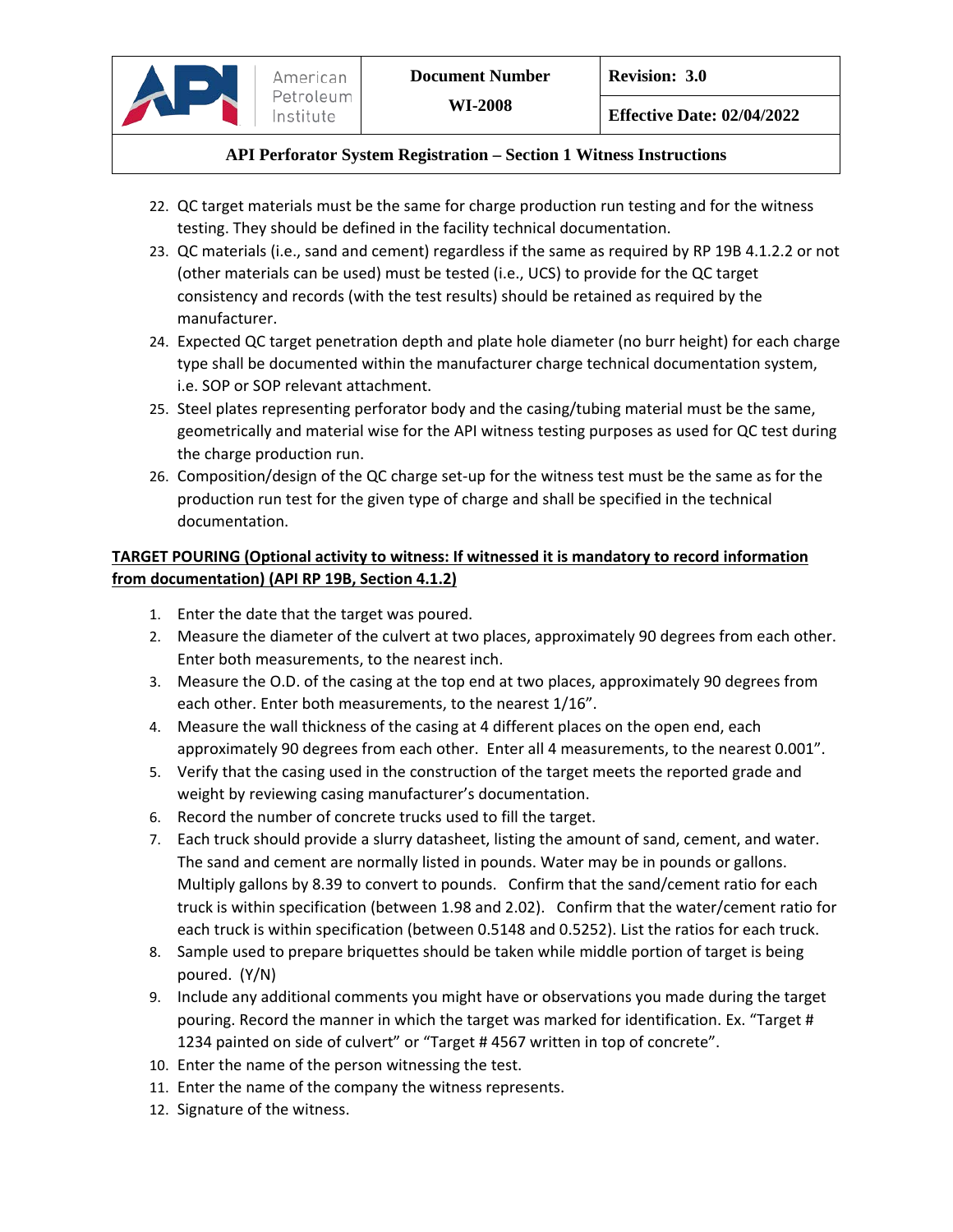22. QC target materials must be the same for charge production run testing and for the witness testing. They should be defined in the facility technical documentation.
23. QC materials (i.e., sand and cement) regardless if the same as required by RP 19B 4.1.2.2 or not (other materials can be used) must be tested (i.e., UCS) to provide for the QC target consistency and records (with the test results) should be retained as required by the manufacturer.
24. Expected QC target penetration depth and plate hole diameter (no burr height) for each charge type shall be documented within the manufacturer charge technical documentation system, i.e. SOP or SOP relevant attachment.
25. Steel plates representing perforator body and the casing/tubing material must be the same, geometrically and material wise for the API witness testing purposes as used for QC test during the charge production run.
26. Composition/design of the QC charge set-up for the witness test must be the same as for the production run test for the given type of charge and shall be specified in the technical documentation.

**TARGET POURING (Optional activity to witness: If witnessed it is mandatory to record information from documentation) (API RP 19B, Section 4.1.2)**

1. Enter the date that the target was poured.
2. Measure the diameter of the culvert at two places, approximately 90 degrees from each other. Enter both measurements, to the nearest inch.
3. Measure the O.D. of the casing at the top end at two places, approximately 90 degrees from each other. Enter both measurements, to the nearest 1/16”.
4. Measure the wall thickness of the casing at 4 different places on the open end, each approximately 90 degrees from each other. Enter all 4 measurements, to the nearest 0.001”.
5. Verify that the casing used in the construction of the target meets the reported grade and weight by reviewing casing manufacturer’s documentation.
6. Record the number of concrete trucks used to fill the target.
7. Each truck should provide a slurry datasheet, listing the amount of sand, cement, and water. The sand and cement are normally listed in pounds. Water may be in pounds or gallons. Multiply gallons by 8.39 to convert to pounds. Confirm that the sand/cement ratio for each truck is within specification (between 1.98 and 2.02). Confirm that the water/cement ratio for each truck is within specification (between 0.5148 and 0.5252). List the ratios for each truck.
8. Sample used to prepare briquettes should be taken while middle portion of target is being poured. (Y/N)
9. Include any additional comments you might have or observations you made during the target pouring. Record the manner in which the target was marked for identification. Ex. “Target # 1234 painted on side of culvert” or “Target # 4567 written in top of concrete”.
10. Enter the name of the person witnessing the test.
11. Enter the name of the company the witness represents.
12. Signature of the witness.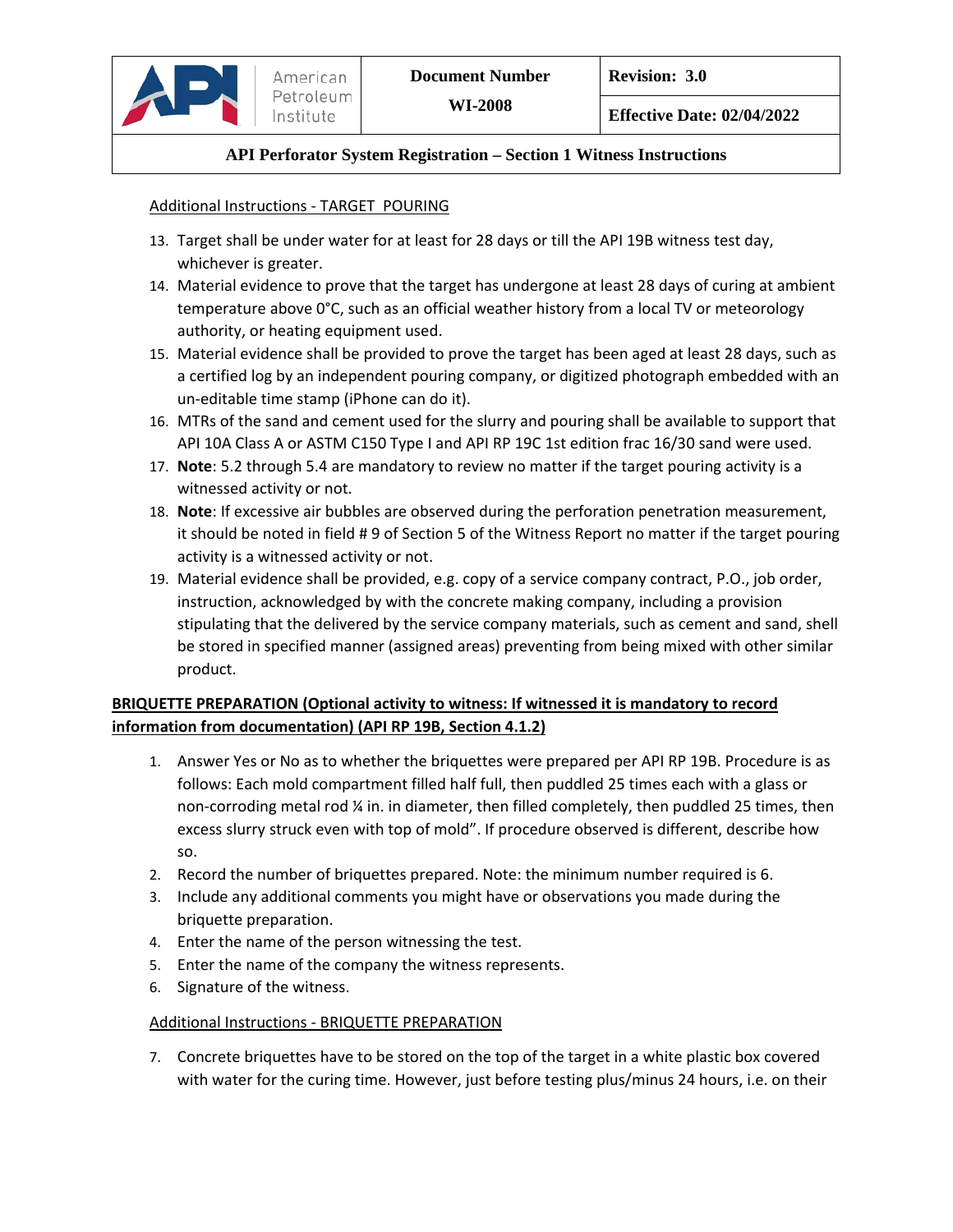Additional Instructions - TARGET POURING

13. Target shall be under water for at least for 28 days or till the API 19B witness test day, whichever is greater.
14. Material evidence to prove that the target has undergone at least 28 days of curing at ambient temperature above 0°C, such as an official weather history from a local TV or meteorology authority, or heating equipment used.
15. Material evidence shall be provided to prove the target has been aged at least 28 days, such as a certified log by an independent pouring company, or digitized photograph embedded with an un-editable time stamp (iPhone can do it).
16. MTRs of the sand and cement used for the slurry and pouring shall be available to support that API 10A Class A or ASTM C150 Type I and API RP 19C 1st edition frac 16/30 sand were used.
17. **Note**: 5.2 through 5.4 are mandatory to review no matter if the target pouring activity is a witnessed activity or not.
18. **Note**: If excessive air bubbles are observed during the perforation penetration measurement, it should be noted in field # 9 of Section 5 of the Witness Report no matter if the target pouring activity is a witnessed activity or not.
19. Material evidence shall be provided, e.g. copy of a service company contract, P.O., job order, instruction, acknowledged by with the concrete making company, including a provision stipulating that the delivered by the service company materials, such as cement and sand, shell be stored in specified manner (assigned areas) preventing from being mixed with other similar product.

**BRIQUETTE PREPARATION (Optional activity to witness: If witnessed it is mandatory to record information from documentation) (API RP 19B, Section 4.1.2)**

1. Answer Yes or No as to whether the briquettes were prepared per API RP 19B. Procedure is as follows: Each mold compartment filled half full, then puddled 25 times each with a glass or non-corroding metal rod ¼ in. in diameter, then filled completely, then puddled 25 times, then excess slurry struck even with top of mold". If procedure observed is different, describe how so.
2. Record the number of briquettes prepared. Note: the minimum number required is 6.
3. Include any additional comments you might have or observations you made during the briquette preparation.
4. Enter the name of the person witnessing the test.
5. Enter the name of the company the witness represents.
6. Signature of the witness.

Additional Instructions - BRIQUETTE PREPARATION

7. Concrete briquettes have to be stored on the top of the target in a white plastic box covered with water for the curing time. However, just before testing plus/minus 24 hours, i.e. on their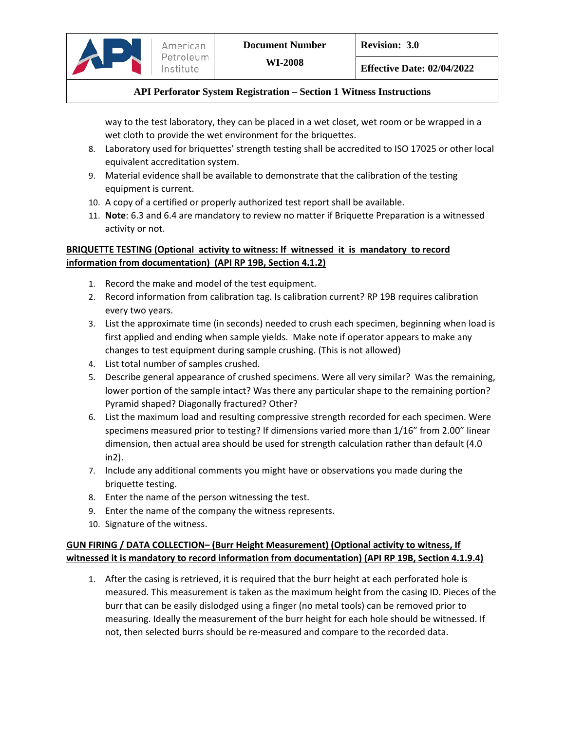way to the test laboratory, they can be placed in a wet closet, wet room or be wrapped in a wet cloth to provide the wet environment for the briquettes.

8. Laboratory used for briquettes' strength testing shall be accredited to ISO 17025 or other local equivalent accreditation system.
9. Material evidence shall be available to demonstrate that the calibration of the testing equipment is current.
10. A copy of a certified or properly authorized test report shall be available.
11. **Note**: 6.3 and 6.4 are mandatory to review no matter if Briquette Preparation is a witnessed activity or not.

**BRIQUETTE TESTING (Optional activity to witness: If witnessed it is mandatory to record information from documentation) (API RP 19B, Section 4.1.2)**

1. Record the make and model of the test equipment.
2. Record information from calibration tag. Is calibration current? RP 19B requires calibration every two years.
3. List the approximate time (in seconds) needed to crush each specimen, beginning when load is first applied and ending when sample yields. Make note if operator appears to make any changes to test equipment during sample crushing. (This is not allowed)
4. List total number of samples crushed.
5. Describe general appearance of crushed specimens. Were all very similar? Was the remaining, lower portion of the sample intact? Was there any particular shape to the remaining portion? Pyramid shaped? Diagonally fractured? Other?
6. List the maximum load and resulting compressive strength recorded for each specimen. Were specimens measured prior to testing? If dimensions varied more than 1/16" from 2.00" linear dimension, then actual area should be used for strength calculation rather than default (4.0 in2).
7. Include any additional comments you might have or observations you made during the briquette testing.
8. Enter the name of the person witnessing the test.
9. Enter the name of the company the witness represents.
10. Signature of the witness.

**GUN FIRING / DATA COLLECTION– (Burr Height Measurement) (Optional activity to witness, If witnessed it is mandatory to record information from documentation) (API RP 19B, Section 4.1.9.4)**

1. After the casing is retrieved, it is required that the burr height at each perforated hole is measured. This measurement is taken as the maximum height from the casing ID. Pieces of the burr that can be easily dislodged using a finger (no metal tools) can be removed prior to measuring. Ideally the measurement of the burr height for each hole should be witnessed. If not, then selected burrs should be re-measured and compare to the recorded data.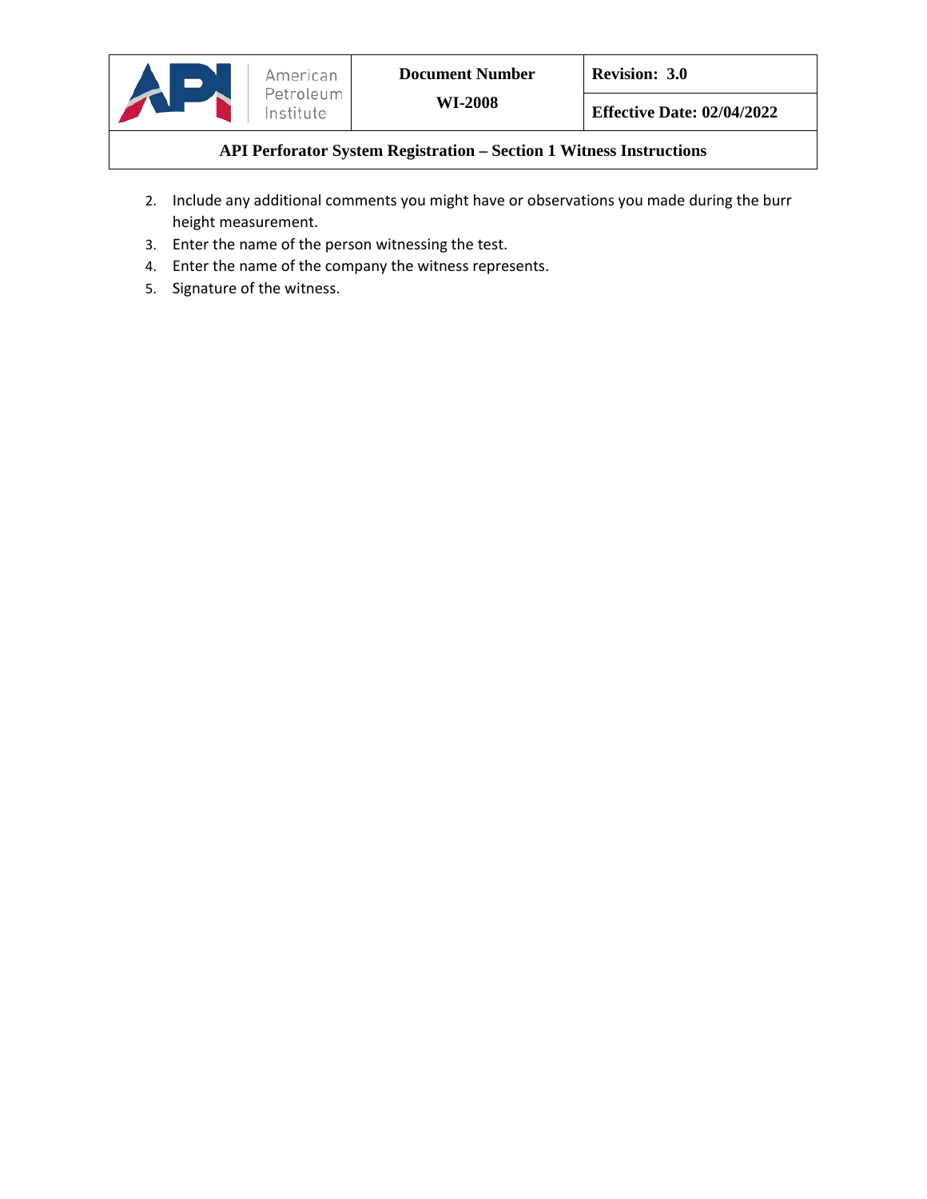2. Include any additional comments you might have or observations you made during the burr height measurement.
3. Enter the name of the person witnessing the test.
4. Enter the name of the company the witness represents.
5. Signature of the witness.